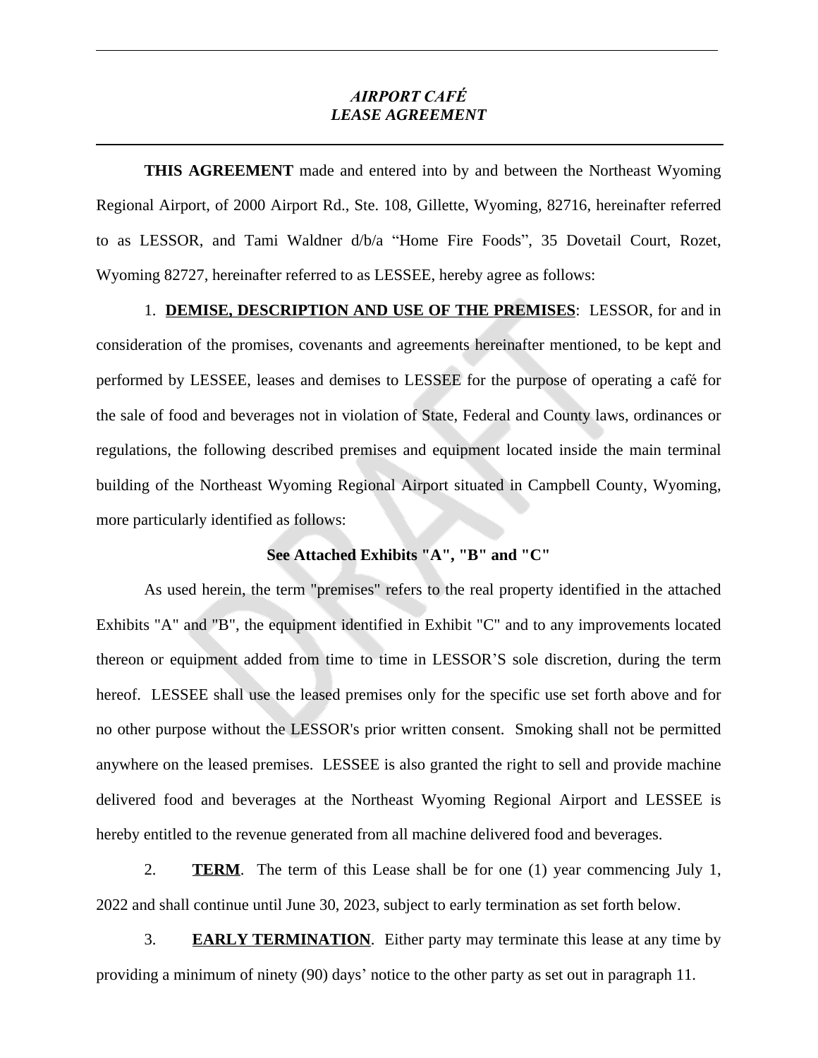# *AIRPORT CAFÉ*
# *LEASE AGREEMENT*

**THIS AGREEMENT** made and entered into by and between the Northeast Wyoming Regional Airport, of 2000 Airport Rd., Ste. 108, Gillette, Wyoming, 82716, hereinafter referred to as LESSOR, and Tami Waldner d/b/a "Home Fire Foods", 35 Dovetail Court, Rozet, Wyoming 82727, hereinafter referred to as LESSEE, hereby agree as follows:

1. **DEMISE, DESCRIPTION AND USE OF THE PREMISES**: LESSOR, for and in consideration of the promises, covenants and agreements hereinafter mentioned, to be kept and performed by LESSEE, leases and demises to LESSEE for the purpose of operating a café for the sale of food and beverages not in violation of State, Federal and County laws, ordinances or regulations, the following described premises and equipment located inside the main terminal building of the Northeast Wyoming Regional Airport situated in Campbell County, Wyoming, more particularly identified as follows:

**See Attached Exhibits "A", "B" and "C"**

As used herein, the term "premises" refers to the real property identified in the attached Exhibits "A" and "B", the equipment identified in Exhibit "C" and to any improvements located thereon or equipment added from time to time in LESSOR'S sole discretion, during the term hereof. LESSEE shall use the leased premises only for the specific use set forth above and for no other purpose without the LESSOR's prior written consent. Smoking shall not be permitted anywhere on the leased premises. LESSEE is also granted the right to sell and provide machine delivered food and beverages at the Northeast Wyoming Regional Airport and LESSEE is hereby entitled to the revenue generated from all machine delivered food and beverages.

2. **TERM**. The term of this Lease shall be for one (1) year commencing July 1, 2022 and shall continue until June 30, 2023, subject to early termination as set forth below.

3. **EARLY TERMINATION**. Either party may terminate this lease at any time by providing a minimum of ninety (90) days' notice to the other party as set out in paragraph 11.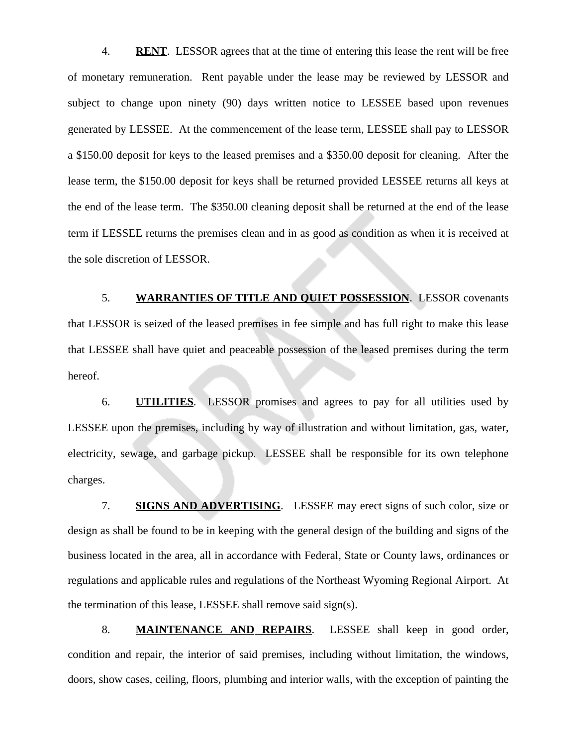4. **RENT**. LESSOR agrees that at the time of entering this lease the rent will be free of monetary remuneration. Rent payable under the lease may be reviewed by LESSOR and subject to change upon ninety (90) days written notice to LESSEE based upon revenues generated by LESSEE. At the commencement of the lease term, LESSEE shall pay to LESSOR a $150.00 deposit for keys to the leased premises and a $350.00 deposit for cleaning. After the lease term, the $150.00 deposit for keys shall be returned provided LESSEE returns all keys at the end of the lease term. The $350.00 cleaning deposit shall be returned at the end of the lease term if LESSEE returns the premises clean and in as good as condition as when it is received at the sole discretion of LESSOR.

5. **WARRANTIES OF TITLE AND QUIET POSSESSION**. LESSOR covenants that LESSOR is seized of the leased premises in fee simple and has full right to make this lease that LESSEE shall have quiet and peaceable possession of the leased premises during the term hereof.

6. **UTILITIES**. LESSOR promises and agrees to pay for all utilities used by LESSEE upon the premises, including by way of illustration and without limitation, gas, water, electricity, sewage, and garbage pickup. LESSEE shall be responsible for its own telephone charges.

7. **SIGNS AND ADVERTISING**. LESSEE may erect signs of such color, size or design as shall be found to be in keeping with the general design of the building and signs of the business located in the area, all in accordance with Federal, State or County laws, ordinances or regulations and applicable rules and regulations of the Northeast Wyoming Regional Airport. At the termination of this lease, LESSEE shall remove said sign(s).

8. **MAINTENANCE AND REPAIRS**. LESSEE shall keep in good order, condition and repair, the interior of said premises, including without limitation, the windows, doors, show cases, ceiling, floors, plumbing and interior walls, with the exception of painting the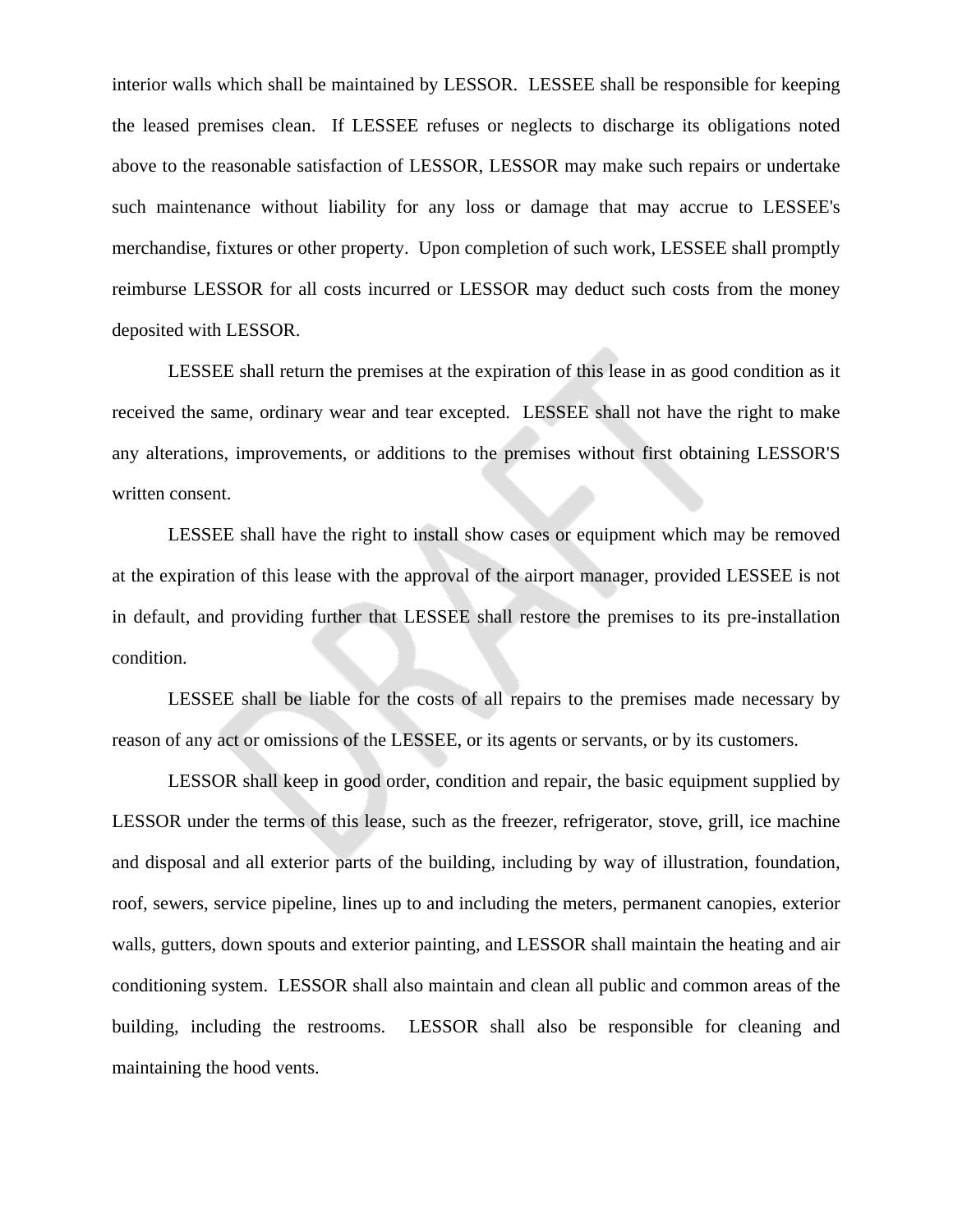interior walls which shall be maintained by LESSOR. LESSEE shall be responsible for keeping the leased premises clean. If LESSEE refuses or neglects to discharge its obligations noted above to the reasonable satisfaction of LESSOR, LESSOR may make such repairs or undertake such maintenance without liability for any loss or damage that may accrue to LESSEE's merchandise, fixtures or other property. Upon completion of such work, LESSEE shall promptly reimburse LESSOR for all costs incurred or LESSOR may deduct such costs from the money deposited with LESSOR.

LESSEE shall return the premises at the expiration of this lease in as good condition as it received the same, ordinary wear and tear excepted. LESSEE shall not have the right to make any alterations, improvements, or additions to the premises without first obtaining LESSOR'S written consent.

LESSEE shall have the right to install show cases or equipment which may be removed at the expiration of this lease with the approval of the airport manager, provided LESSEE is not in default, and providing further that LESSEE shall restore the premises to its pre-installation condition.

LESSEE shall be liable for the costs of all repairs to the premises made necessary by reason of any act or omissions of the LESSEE, or its agents or servants, or by its customers.

LESSOR shall keep in good order, condition and repair, the basic equipment supplied by LESSOR under the terms of this lease, such as the freezer, refrigerator, stove, grill, ice machine and disposal and all exterior parts of the building, including by way of illustration, foundation, roof, sewers, service pipeline, lines up to and including the meters, permanent canopies, exterior walls, gutters, down spouts and exterior painting, and LESSOR shall maintain the heating and air conditioning system. LESSOR shall also maintain and clean all public and common areas of the building, including the restrooms. LESSOR shall also be responsible for cleaning and maintaining the hood vents.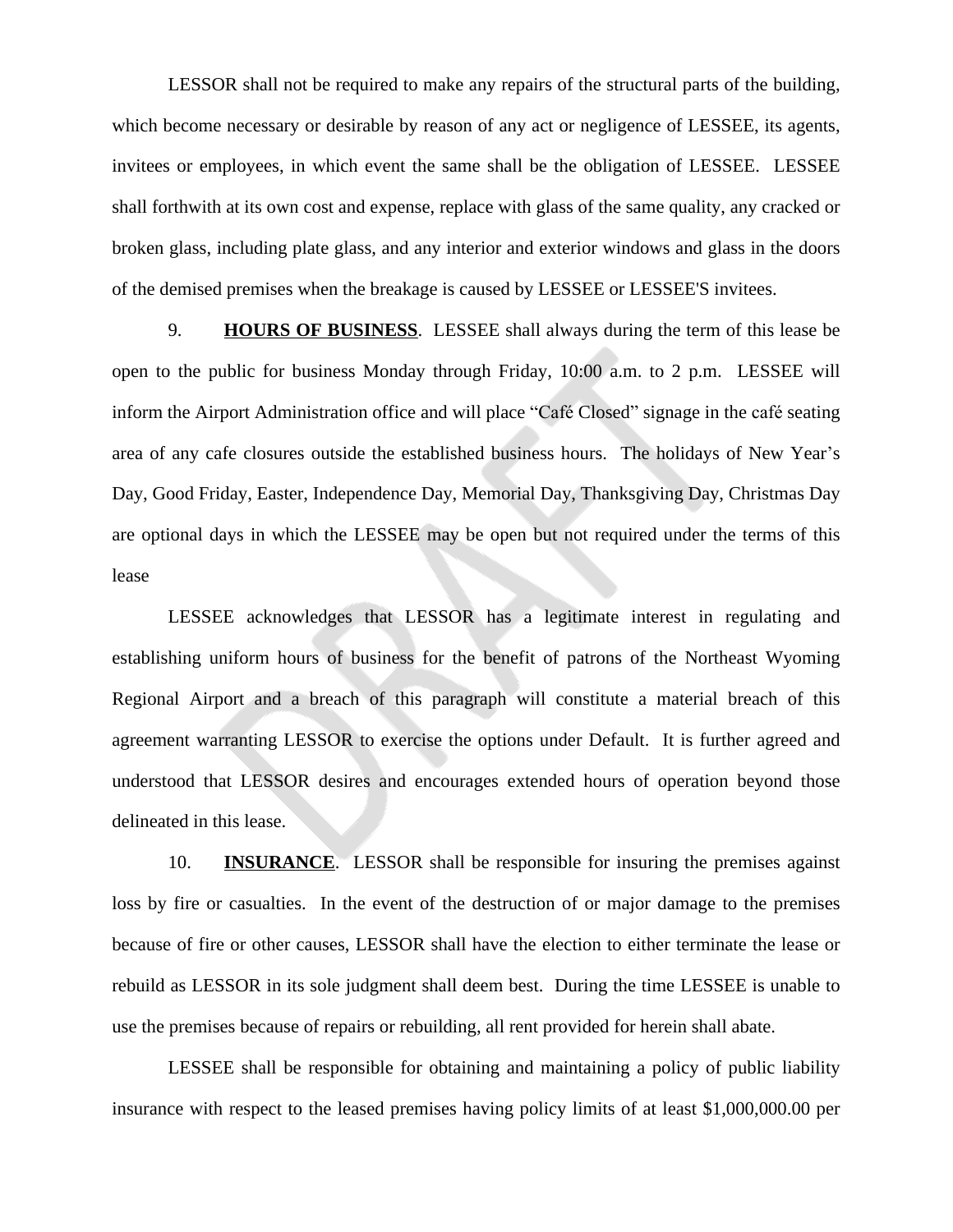LESSOR shall not be required to make any repairs of the structural parts of the building, which become necessary or desirable by reason of any act or negligence of LESSEE, its agents, invitees or employees, in which event the same shall be the obligation of LESSEE. LESSEE shall forthwith at its own cost and expense, replace with glass of the same quality, any cracked or broken glass, including plate glass, and any interior and exterior windows and glass in the doors of the demised premises when the breakage is caused by LESSEE or LESSEE'S invitees.

9. **HOURS OF BUSINESS**. LESSEE shall always during the term of this lease be open to the public for business Monday through Friday, 10:00 a.m. to 2 p.m. LESSEE will inform the Airport Administration office and will place "Café Closed" signage in the café seating area of any cafe closures outside the established business hours. The holidays of New Year's Day, Good Friday, Easter, Independence Day, Memorial Day, Thanksgiving Day, Christmas Day are optional days in which the LESSEE may be open but not required under the terms of this lease

LESSEE acknowledges that LESSOR has a legitimate interest in regulating and establishing uniform hours of business for the benefit of patrons of the Northeast Wyoming Regional Airport and a breach of this paragraph will constitute a material breach of this agreement warranting LESSOR to exercise the options under Default. It is further agreed and understood that LESSOR desires and encourages extended hours of operation beyond those delineated in this lease.

10. **INSURANCE**. LESSOR shall be responsible for insuring the premises against loss by fire or casualties. In the event of the destruction of or major damage to the premises because of fire or other causes, LESSOR shall have the election to either terminate the lease or rebuild as LESSOR in its sole judgment shall deem best. During the time LESSEE is unable to use the premises because of repairs or rebuilding, all rent provided for herein shall abate.

LESSEE shall be responsible for obtaining and maintaining a policy of public liability insurance with respect to the leased premises having policy limits of at least $1,000,000.00 per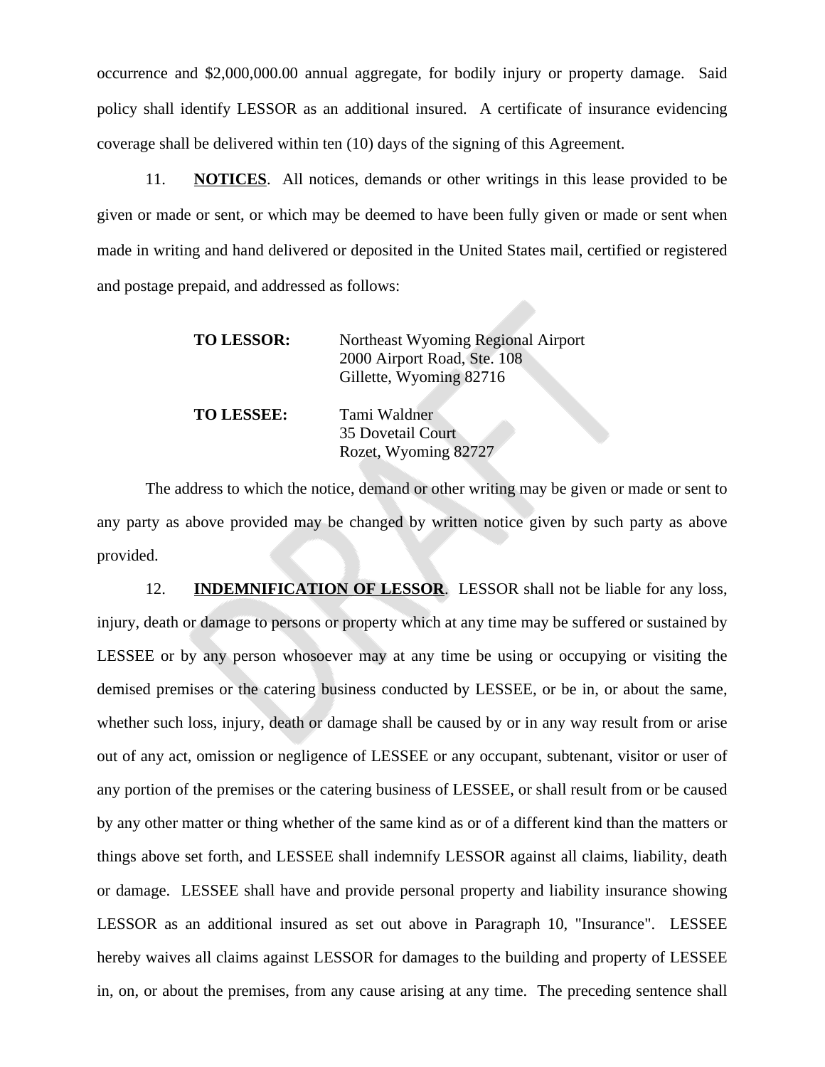occurrence and $2,000,000.00 annual aggregate, for bodily injury or property damage. Said policy shall identify LESSOR as an additional insured. A certificate of insurance evidencing coverage shall be delivered within ten (10) days of the signing of this Agreement.

11. **NOTICES**. All notices, demands or other writings in this lease provided to be given or made or sent, or which may be deemed to have been fully given or made or sent when made in writing and hand delivered or deposited in the United States mail, certified or registered and postage prepaid, and addressed as follows:

**TO LESSOR:** Northeast Wyoming Regional Airport
2000 Airport Road, Ste. 108
Gillette, Wyoming 82716

**TO LESSEE:** Tami Waldner
35 Dovetail Court
Rozet, Wyoming 82727

The address to which the notice, demand or other writing may be given or made or sent to any party as above provided may be changed by written notice given by such party as above provided.

12. **INDEMNIFICATION OF LESSOR**. LESSOR shall not be liable for any loss, injury, death or damage to persons or property which at any time may be suffered or sustained by LESSEE or by any person whosoever may at any time be using or occupying or visiting the demised premises or the catering business conducted by LESSEE, or be in, or about the same, whether such loss, injury, death or damage shall be caused by or in any way result from or arise out of any act, omission or negligence of LESSEE or any occupant, subtenant, visitor or user of any portion of the premises or the catering business of LESSEE, or shall result from or be caused by any other matter or thing whether of the same kind as or of a different kind than the matters or things above set forth, and LESSEE shall indemnify LESSOR against all claims, liability, death or damage. LESSEE shall have and provide personal property and liability insurance showing LESSOR as an additional insured as set out above in Paragraph 10, "Insurance". LESSEE hereby waives all claims against LESSOR for damages to the building and property of LESSEE in, on, or about the premises, from any cause arising at any time. The preceding sentence shall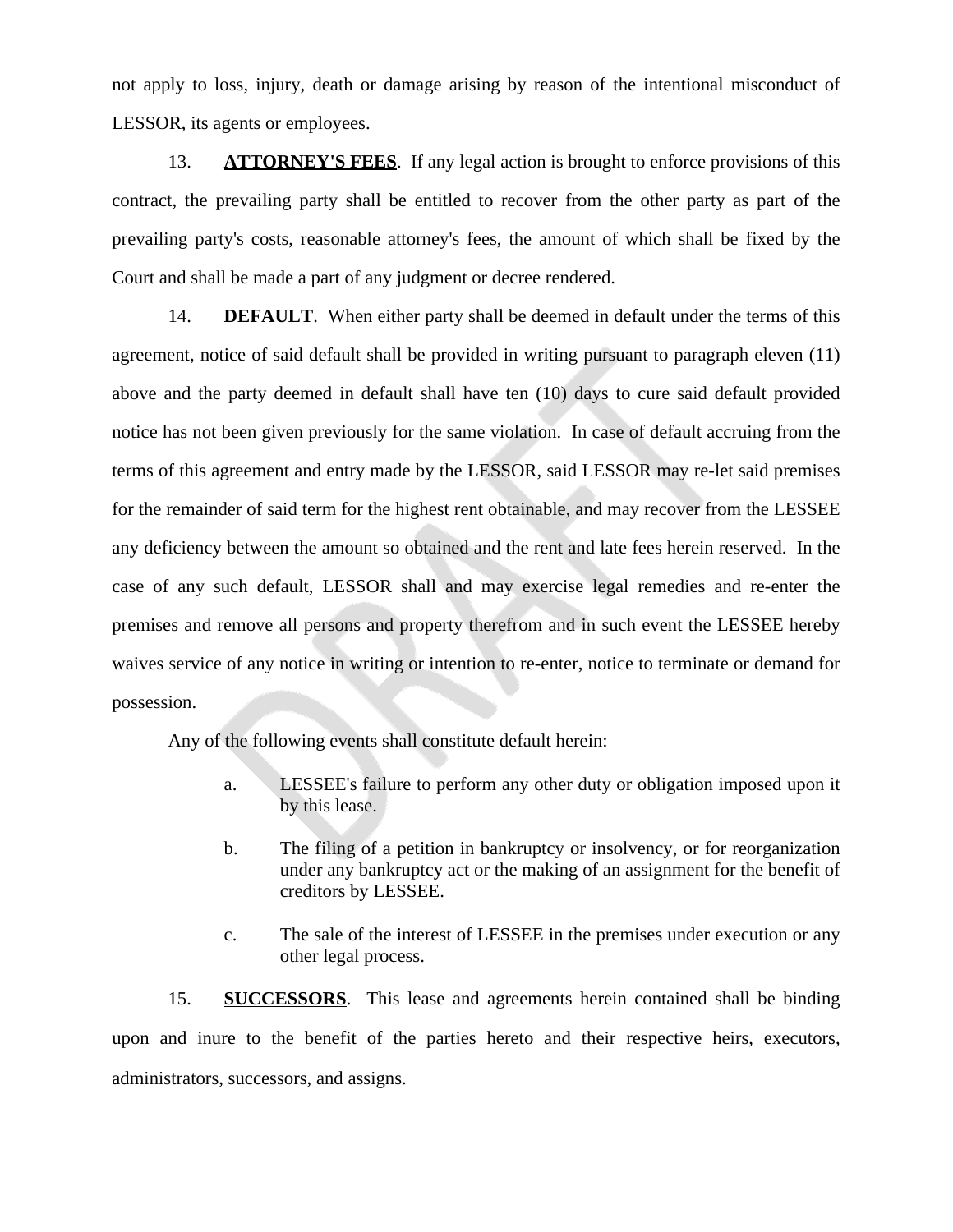not apply to loss, injury, death or damage arising by reason of the intentional misconduct of LESSOR, its agents or employees.

13. **ATTORNEY'S FEES**. If any legal action is brought to enforce provisions of this contract, the prevailing party shall be entitled to recover from the other party as part of the prevailing party's costs, reasonable attorney's fees, the amount of which shall be fixed by the Court and shall be made a part of any judgment or decree rendered.

14. **DEFAULT**. When either party shall be deemed in default under the terms of this agreement, notice of said default shall be provided in writing pursuant to paragraph eleven (11) above and the party deemed in default shall have ten (10) days to cure said default provided notice has not been given previously for the same violation. In case of default accruing from the terms of this agreement and entry made by the LESSOR, said LESSOR may re-let said premises for the remainder of said term for the highest rent obtainable, and may recover from the LESSEE any deficiency between the amount so obtained and the rent and late fees herein reserved. In the case of any such default, LESSOR shall and may exercise legal remedies and re-enter the premises and remove all persons and property therefrom and in such event the LESSEE hereby waives service of any notice in writing or intention to re-enter, notice to terminate or demand for possession.

Any of the following events shall constitute default herein:

a. LESSEE's failure to perform any other duty or obligation imposed upon it by this lease.

b. The filing of a petition in bankruptcy or insolvency, or for reorganization under any bankruptcy act or the making of an assignment for the benefit of creditors by LESSEE.

c. The sale of the interest of LESSEE in the premises under execution or any other legal process.

15. **SUCCESSORS**. This lease and agreements herein contained shall be binding upon and inure to the benefit of the parties hereto and their respective heirs, executors, administrators, successors, and assigns.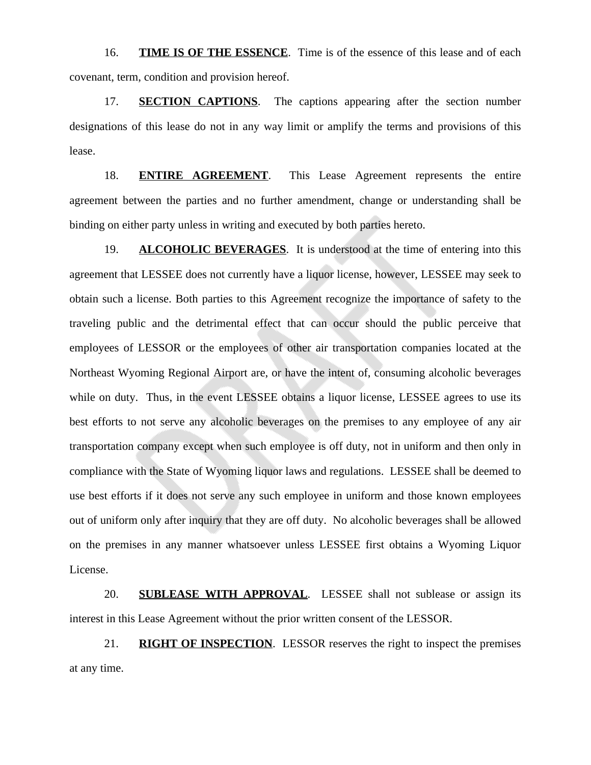16. **<u>TIME IS OF THE ESSENCE</u>**. Time is of the essence of this lease and of each covenant, term, condition and provision hereof.

17. **<u>SECTION CAPTIONS</u>**. The captions appearing after the section number designations of this lease do not in any way limit or amplify the terms and provisions of this lease.

18. **<u>ENTIRE AGREEMENT</u>**. This Lease Agreement represents the entire agreement between the parties and no further amendment, change or understanding shall be binding on either party unless in writing and executed by both parties hereto.

19. **<u>ALCOHOLIC BEVERAGES</u>**. It is understood at the time of entering into this agreement that LESSEE does not currently have a liquor license, however, LESSEE may seek to obtain such a license. Both parties to this Agreement recognize the importance of safety to the traveling public and the detrimental effect that can occur should the public perceive that employees of LESSOR or the employees of other air transportation companies located at the Northeast Wyoming Regional Airport are, or have the intent of, consuming alcoholic beverages while on duty. Thus, in the event LESSEE obtains a liquor license, LESSEE agrees to use its best efforts to not serve any alcoholic beverages on the premises to any employee of any air transportation company except when such employee is off duty, not in uniform and then only in compliance with the State of Wyoming liquor laws and regulations. LESSEE shall be deemed to use best efforts if it does not serve any such employee in uniform and those known employees out of uniform only after inquiry that they are off duty. No alcoholic beverages shall be allowed on the premises in any manner whatsoever unless LESSEE first obtains a Wyoming Liquor License.

20. **<u>SUBLEASE WITH APPROVAL</u>**. LESSEE shall not sublease or assign its interest in this Lease Agreement without the prior written consent of the LESSOR.

21. **<u>RIGHT OF INSPECTION</u>**. LESSOR reserves the right to inspect the premises at any time.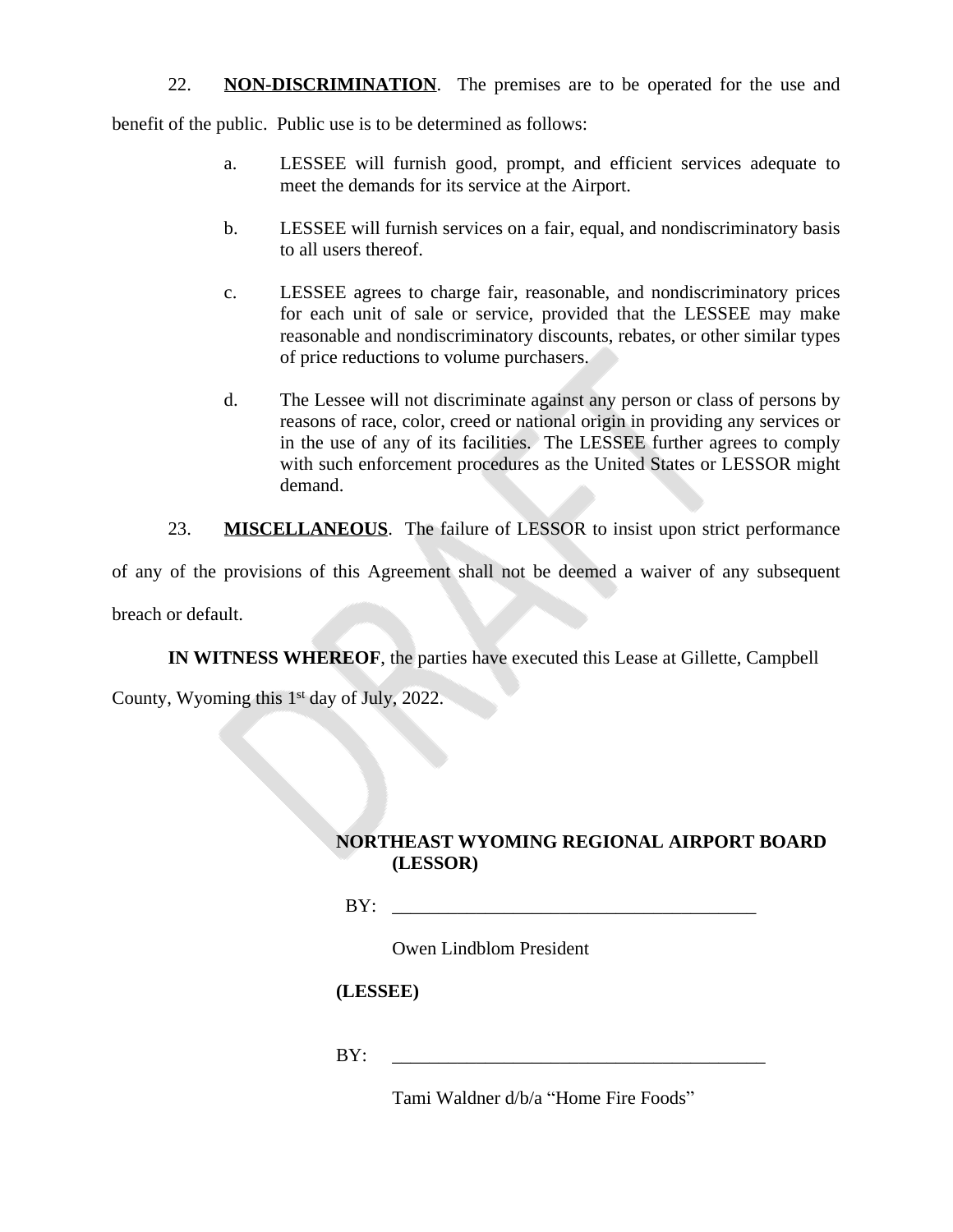22. **NON-DISCRIMINATION**. The premises are to be operated for the use and benefit of the public. Public use is to be determined as follows:

a. LESSEE will furnish good, prompt, and efficient services adequate to meet the demands for its service at the Airport.

b. LESSEE will furnish services on a fair, equal, and nondiscriminatory basis to all users thereof.

c. LESSEE agrees to charge fair, reasonable, and nondiscriminatory prices for each unit of sale or service, provided that the LESSEE may make reasonable and nondiscriminatory discounts, rebates, or other similar types of price reductions to volume purchasers.

d. The Lessee will not discriminate against any person or class of persons by reasons of race, color, creed or national origin in providing any services or in the use of any of its facilities. The LESSEE further agrees to comply with such enforcement procedures as the United States or LESSOR might demand.

23. **MISCELLANEOUS**. The failure of LESSOR to insist upon strict performance of any of the provisions of this Agreement shall not be deemed a waiver of any subsequent breach or default.

**IN WITNESS WHEREOF**, the parties have executed this Lease at Gillette, Campbell County, Wyoming this 1st day of July, 2022.

**NORTHEAST WYOMING REGIONAL AIRPORT BOARD (LESSOR)**

BY: ________________________________________

Owen Lindblom President

**(LESSEE)**

BY: ________________________________________

Tami Waldner d/b/a "Home Fire Foods"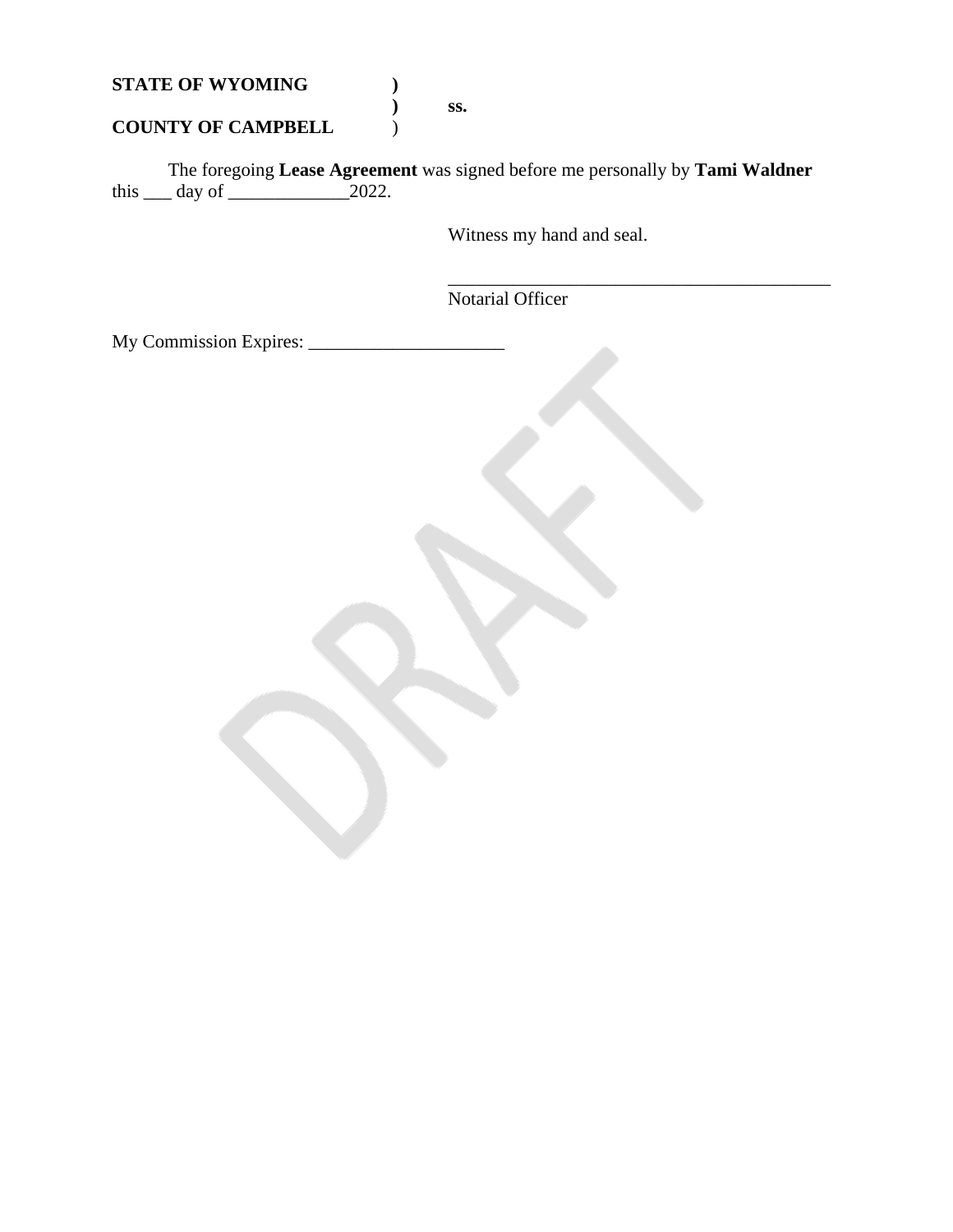**STATE OF WYOMING** )
) **ss.**
**COUNTY OF CAMPBELL** )

The foregoing **Lease Agreement** was signed before me personally by **Tami Waldner** this ___ day of _____________2022.

Witness my hand and seal.

___________________________________________
Notarial Officer

My Commission Expires: _____________________